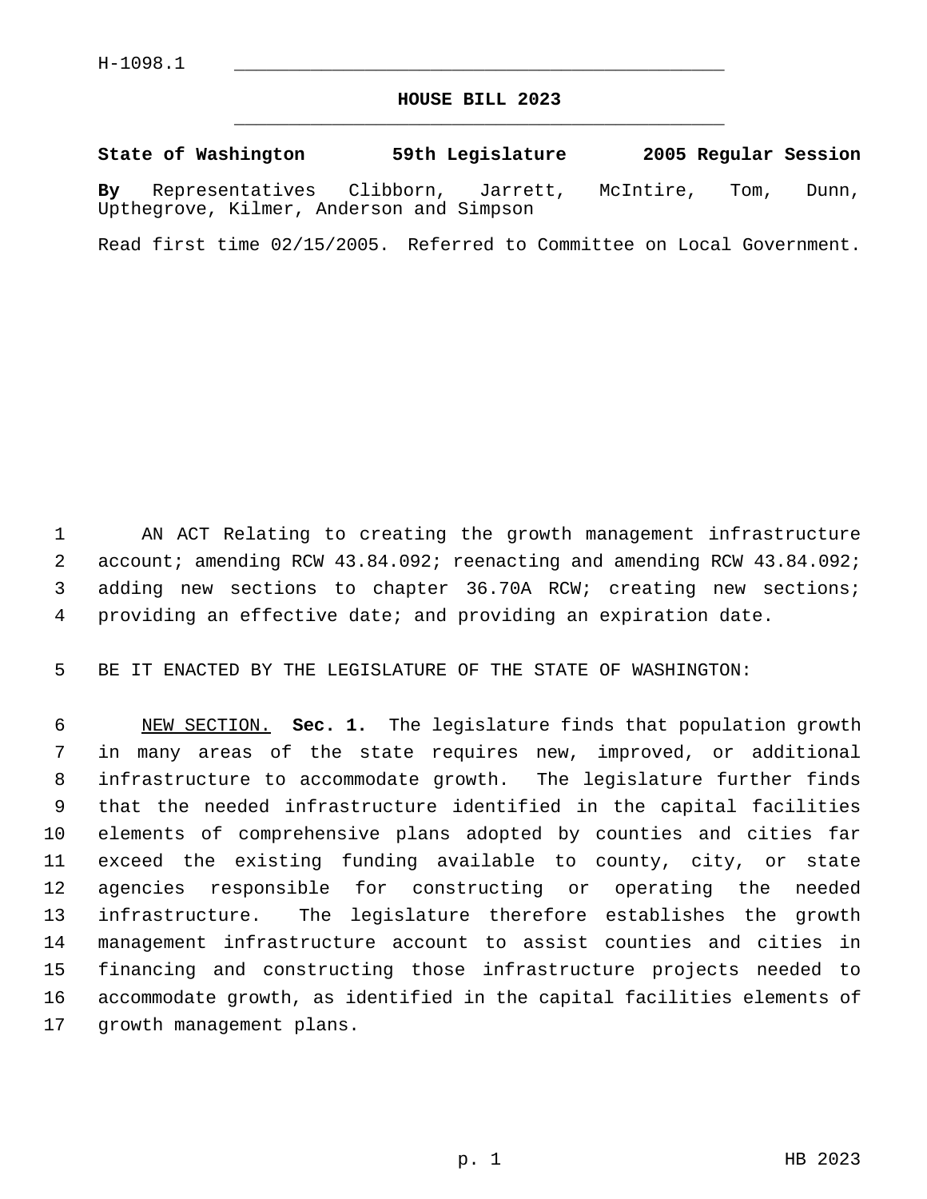H-1098.1

# HOUSE BILL 2023

**State of Washington 59th Legislature 2005 Regular Session**

**By** Representatives Clibborn, Jarrett, McIntire, Tom, Dunn, Upthegrove, Kilmer, Anderson and Simpson

Read first time 02/15/2005. Referred to Committee on Local Government.

AN ACT Relating to creating the growth management infrastructure account; amending RCW 43.84.092; reenacting and amending RCW 43.84.092; adding new sections to chapter 36.70A RCW; creating new sections; providing an effective date; and providing an expiration date.

BE IT ENACTED BY THE LEGISLATURE OF THE STATE OF WASHINGTON:

NEW SECTION. **Sec. 1.** The legislature finds that population growth in many areas of the state requires new, improved, or additional infrastructure to accommodate growth. The legislature further finds that the needed infrastructure identified in the capital facilities elements of comprehensive plans adopted by counties and cities far exceed the existing funding available to county, city, or state agencies responsible for constructing or operating the needed infrastructure. The legislature therefore establishes the growth management infrastructure account to assist counties and cities in financing and constructing those infrastructure projects needed to accommodate growth, as identified in the capital facilities elements of growth management plans.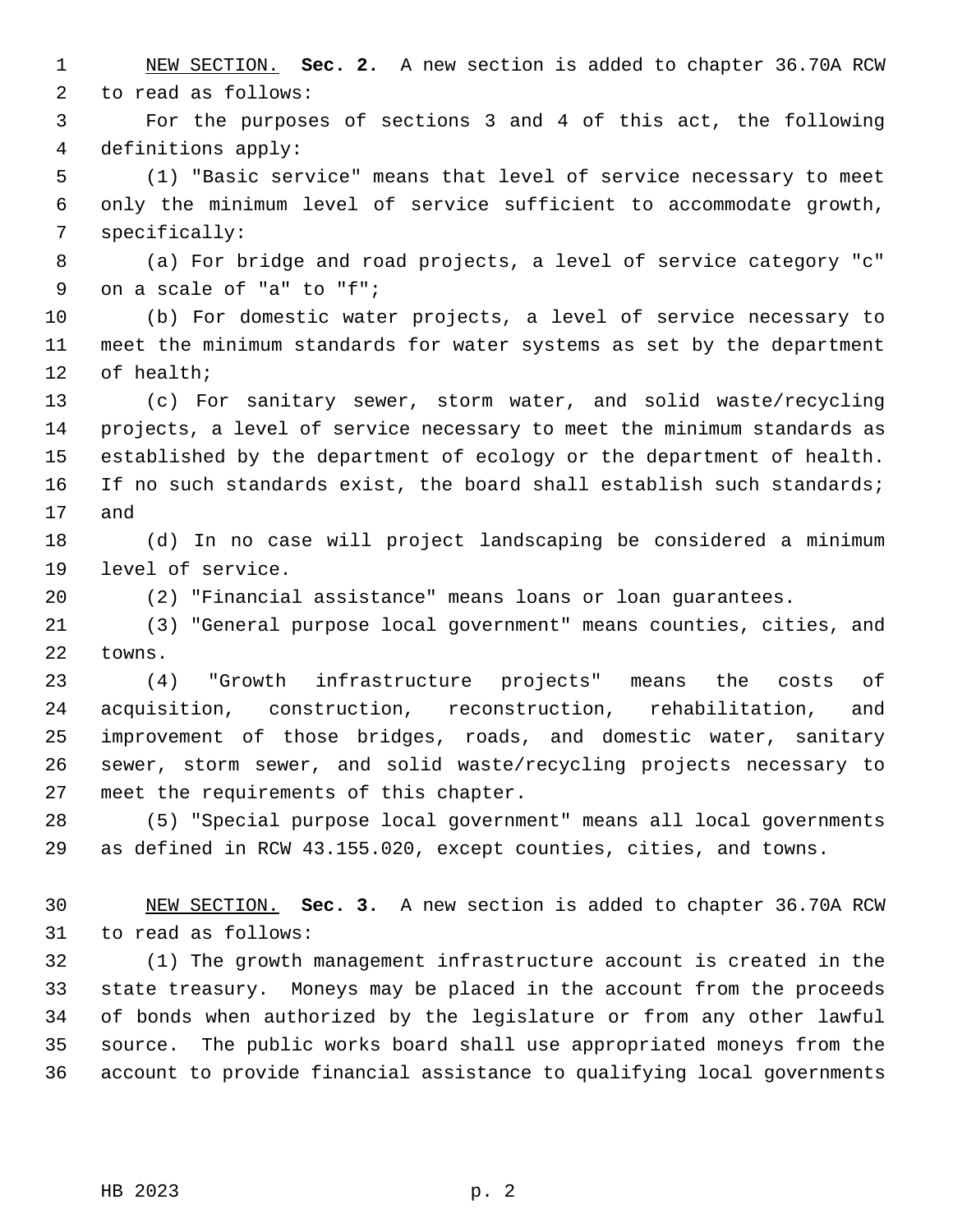NEW SECTION. **Sec. 2.** A new section is added to chapter 36.70A RCW to read as follows:

For the purposes of sections 3 and 4 of this act, the following definitions apply:

(1) "Basic service" means that level of service necessary to meet only the minimum level of service sufficient to accommodate growth, specifically:

(a) For bridge and road projects, a level of service category "c" on a scale of "a" to "f";

(b) For domestic water projects, a level of service necessary to meet the minimum standards for water systems as set by the department of health;

(c) For sanitary sewer, storm water, and solid waste/recycling projects, a level of service necessary to meet the minimum standards as established by the department of ecology or the department of health. If no such standards exist, the board shall establish such standards; and

(d) In no case will project landscaping be considered a minimum level of service.

(2) "Financial assistance" means loans or loan guarantees.

(3) "General purpose local government" means counties, cities, and towns.

(4) "Growth infrastructure projects" means the costs of acquisition, construction, reconstruction, rehabilitation, and improvement of those bridges, roads, and domestic water, sanitary sewer, storm sewer, and solid waste/recycling projects necessary to meet the requirements of this chapter.

(5) "Special purpose local government" means all local governments as defined in RCW 43.155.020, except counties, cities, and towns.

NEW SECTION. **Sec. 3.** A new section is added to chapter 36.70A RCW to read as follows:

(1) The growth management infrastructure account is created in the state treasury. Moneys may be placed in the account from the proceeds of bonds when authorized by the legislature or from any other lawful source. The public works board shall use appropriated moneys from the account to provide financial assistance to qualifying local governments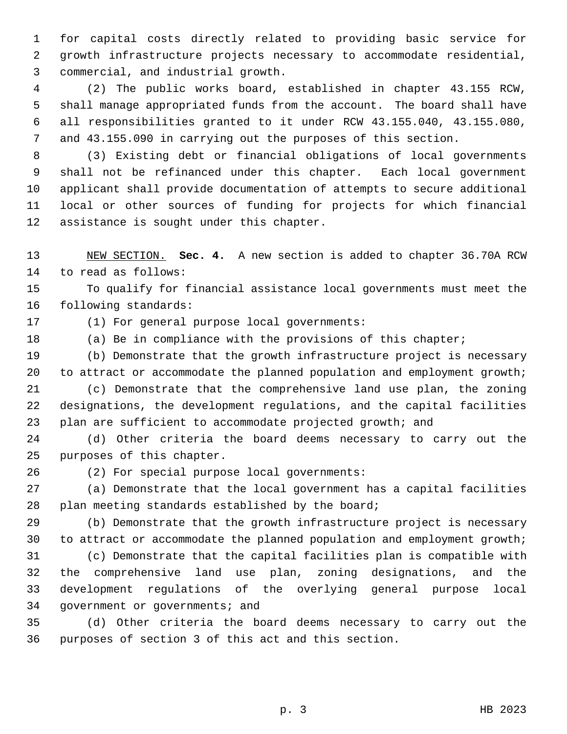for capital costs directly related to providing basic service for growth infrastructure projects necessary to accommodate residential, commercial, and industrial growth.

(2) The public works board, established in chapter 43.155 RCW, shall manage appropriated funds from the account. The board shall have all responsibilities granted to it under RCW 43.155.040, 43.155.080, and 43.155.090 in carrying out the purposes of this section.

(3) Existing debt or financial obligations of local governments shall not be refinanced under this chapter. Each local government applicant shall provide documentation of attempts to secure additional local or other sources of funding for projects for which financial assistance is sought under this chapter.

NEW SECTION. **Sec. 4.** A new section is added to chapter 36.70A RCW to read as follows:

To qualify for financial assistance local governments must meet the following standards:

(1) For general purpose local governments:

(a) Be in compliance with the provisions of this chapter;

(b) Demonstrate that the growth infrastructure project is necessary to attract or accommodate the planned population and employment growth;

(c) Demonstrate that the comprehensive land use plan, the zoning designations, the development regulations, and the capital facilities plan are sufficient to accommodate projected growth; and

(d) Other criteria the board deems necessary to carry out the purposes of this chapter.

(2) For special purpose local governments:

(a) Demonstrate that the local government has a capital facilities plan meeting standards established by the board;

(b) Demonstrate that the growth infrastructure project is necessary to attract or accommodate the planned population and employment growth;

(c) Demonstrate that the capital facilities plan is compatible with the comprehensive land use plan, zoning designations, and the development regulations of the overlying general purpose local government or governments; and

(d) Other criteria the board deems necessary to carry out the purposes of section 3 of this act and this section.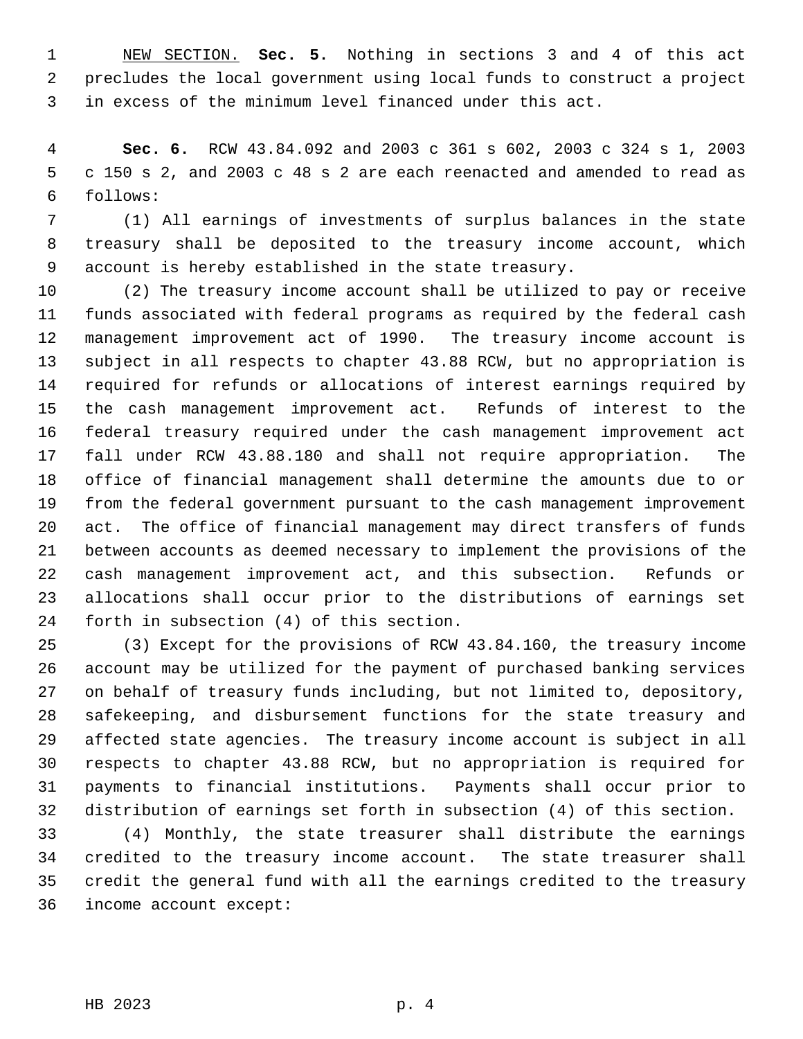NEW SECTION. **Sec. 5.** Nothing in sections 3 and 4 of this act precludes the local government using local funds to construct a project in excess of the minimum level financed under this act.

**Sec. 6.** RCW 43.84.092 and 2003 c 361 s 602, 2003 c 324 s 1, 2003 c 150 s 2, and 2003 c 48 s 2 are each reenacted and amended to read as follows:

(1) All earnings of investments of surplus balances in the state treasury shall be deposited to the treasury income account, which account is hereby established in the state treasury.

(2) The treasury income account shall be utilized to pay or receive funds associated with federal programs as required by the federal cash management improvement act of 1990. The treasury income account is subject in all respects to chapter 43.88 RCW, but no appropriation is required for refunds or allocations of interest earnings required by the cash management improvement act. Refunds of interest to the federal treasury required under the cash management improvement act fall under RCW 43.88.180 and shall not require appropriation. The office of financial management shall determine the amounts due to or from the federal government pursuant to the cash management improvement act. The office of financial management may direct transfers of funds between accounts as deemed necessary to implement the provisions of the cash management improvement act, and this subsection. Refunds or allocations shall occur prior to the distributions of earnings set forth in subsection (4) of this section.

(3) Except for the provisions of RCW 43.84.160, the treasury income account may be utilized for the payment of purchased banking services on behalf of treasury funds including, but not limited to, depository, safekeeping, and disbursement functions for the state treasury and affected state agencies. The treasury income account is subject in all respects to chapter 43.88 RCW, but no appropriation is required for payments to financial institutions. Payments shall occur prior to distribution of earnings set forth in subsection (4) of this section.

(4) Monthly, the state treasurer shall distribute the earnings credited to the treasury income account. The state treasurer shall credit the general fund with all the earnings credited to the treasury income account except: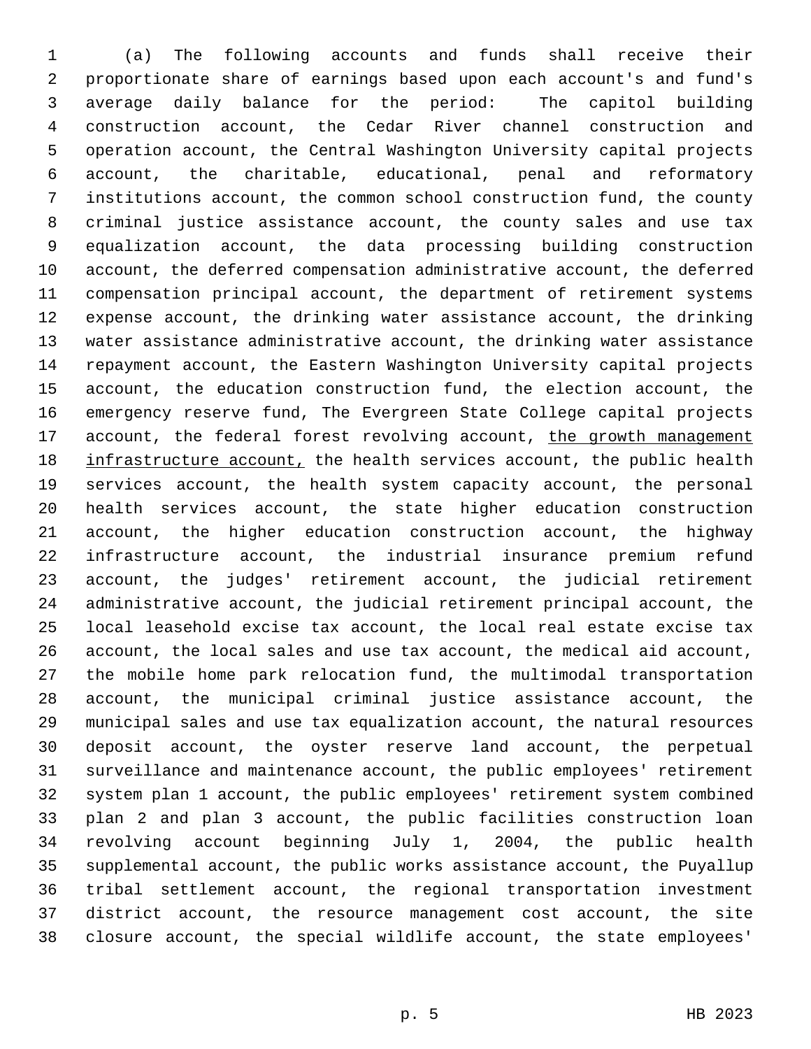(a) The following accounts and funds shall receive their proportionate share of earnings based upon each account's and fund's average daily balance for the period: The capitol building construction account, the Cedar River channel construction and operation account, the Central Washington University capital projects account, the charitable, educational, penal and reformatory institutions account, the common school construction fund, the county criminal justice assistance account, the county sales and use tax equalization account, the data processing building construction account, the deferred compensation administrative account, the deferred compensation principal account, the department of retirement systems expense account, the drinking water assistance account, the drinking water assistance administrative account, the drinking water assistance repayment account, the Eastern Washington University capital projects account, the education construction fund, the election account, the emergency reserve fund, The Evergreen State College capital projects account, the federal forest revolving account, <u>the growth management infrastructure account,</u> the health services account, the public health services account, the health system capacity account, the personal health services account, the state higher education construction account, the higher education construction account, the highway infrastructure account, the industrial insurance premium refund account, the judges' retirement account, the judicial retirement administrative account, the judicial retirement principal account, the local leasehold excise tax account, the local real estate excise tax account, the local sales and use tax account, the medical aid account, the mobile home park relocation fund, the multimodal transportation account, the municipal criminal justice assistance account, the municipal sales and use tax equalization account, the natural resources deposit account, the oyster reserve land account, the perpetual surveillance and maintenance account, the public employees' retirement system plan 1 account, the public employees' retirement system combined plan 2 and plan 3 account, the public facilities construction loan revolving account beginning July 1, 2004, the public health supplemental account, the public works assistance account, the Puyallup tribal settlement account, the regional transportation investment district account, the resource management cost account, the site closure account, the special wildlife account, the state employees'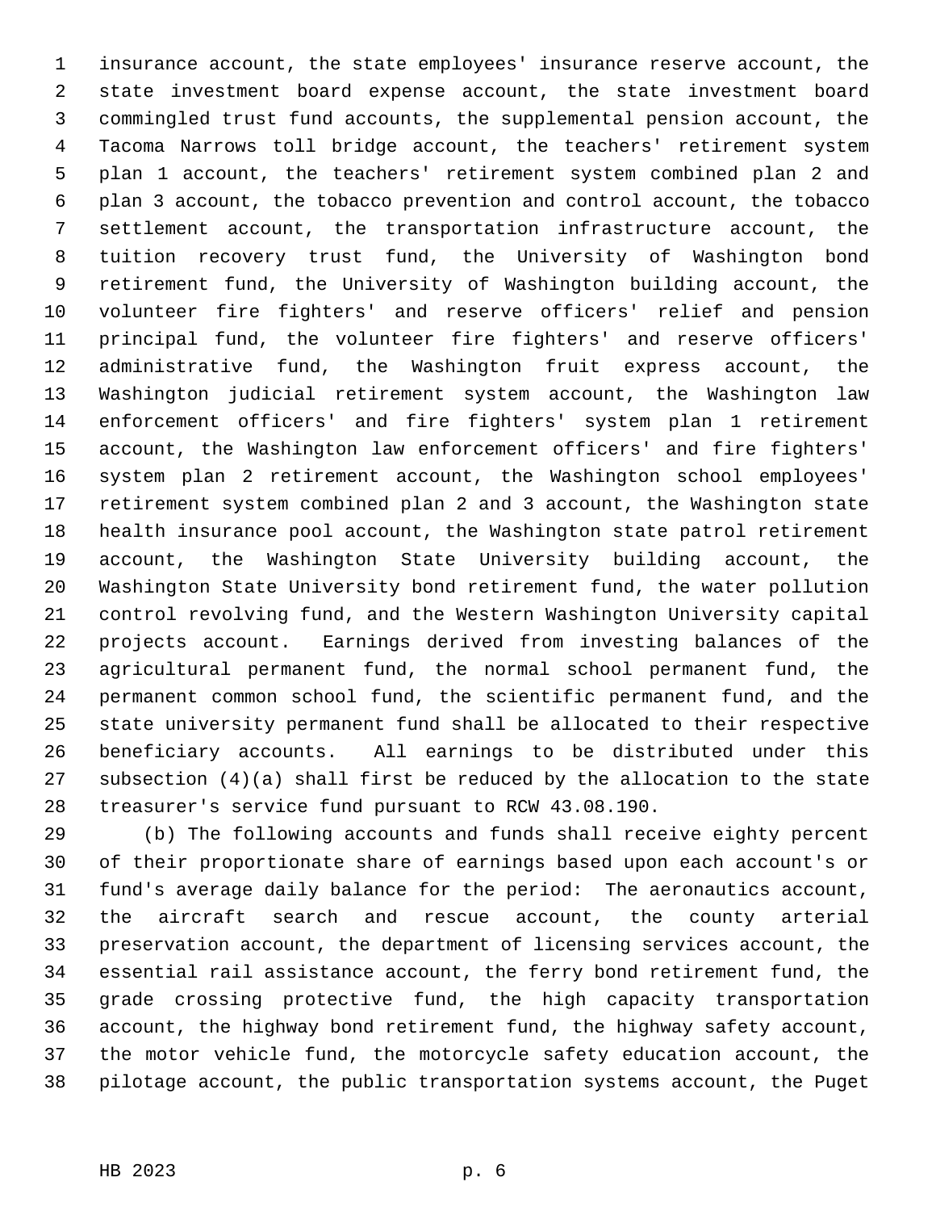insurance account, the state employees' insurance reserve account, the state investment board expense account, the state investment board commingled trust fund accounts, the supplemental pension account, the Tacoma Narrows toll bridge account, the teachers' retirement system plan 1 account, the teachers' retirement system combined plan 2 and plan 3 account, the tobacco prevention and control account, the tobacco settlement account, the transportation infrastructure account, the tuition recovery trust fund, the University of Washington bond retirement fund, the University of Washington building account, the volunteer fire fighters' and reserve officers' relief and pension principal fund, the volunteer fire fighters' and reserve officers' administrative fund, the Washington fruit express account, the Washington judicial retirement system account, the Washington law enforcement officers' and fire fighters' system plan 1 retirement account, the Washington law enforcement officers' and fire fighters' system plan 2 retirement account, the Washington school employees' retirement system combined plan 2 and 3 account, the Washington state health insurance pool account, the Washington state patrol retirement account, the Washington State University building account, the Washington State University bond retirement fund, the water pollution control revolving fund, and the Western Washington University capital projects account. Earnings derived from investing balances of the agricultural permanent fund, the normal school permanent fund, the permanent common school fund, the scientific permanent fund, and the state university permanent fund shall be allocated to their respective beneficiary accounts. All earnings to be distributed under this subsection (4)(a) shall first be reduced by the allocation to the state treasurer's service fund pursuant to RCW 43.08.190.

(b) The following accounts and funds shall receive eighty percent of their proportionate share of earnings based upon each account's or fund's average daily balance for the period: The aeronautics account, the aircraft search and rescue account, the county arterial preservation account, the department of licensing services account, the essential rail assistance account, the ferry bond retirement fund, the grade crossing protective fund, the high capacity transportation account, the highway bond retirement fund, the highway safety account, the motor vehicle fund, the motorcycle safety education account, the pilotage account, the public transportation systems account, the Puget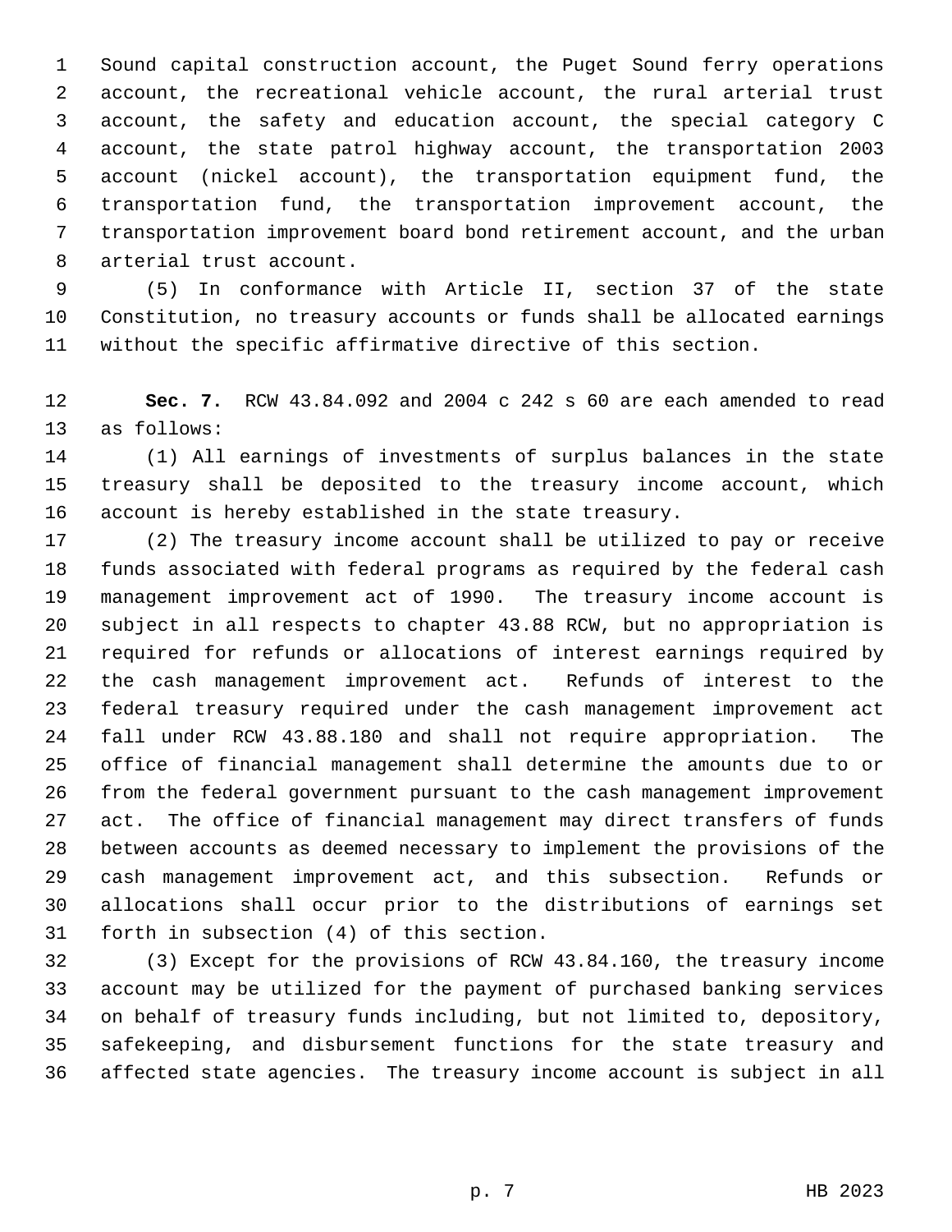Sound capital construction account, the Puget Sound ferry operations account, the recreational vehicle account, the rural arterial trust account, the safety and education account, the special category C account, the state patrol highway account, the transportation 2003 account (nickel account), the transportation equipment fund, the transportation fund, the transportation improvement account, the transportation improvement board bond retirement account, and the urban arterial trust account.

(5) In conformance with Article II, section 37 of the state Constitution, no treasury accounts or funds shall be allocated earnings without the specific affirmative directive of this section.

**Sec. 7.** RCW 43.84.092 and 2004 c 242 s 60 are each amended to read as follows:

(1) All earnings of investments of surplus balances in the state treasury shall be deposited to the treasury income account, which account is hereby established in the state treasury.

(2) The treasury income account shall be utilized to pay or receive funds associated with federal programs as required by the federal cash management improvement act of 1990. The treasury income account is subject in all respects to chapter 43.88 RCW, but no appropriation is required for refunds or allocations of interest earnings required by the cash management improvement act. Refunds of interest to the federal treasury required under the cash management improvement act fall under RCW 43.88.180 and shall not require appropriation. The office of financial management shall determine the amounts due to or from the federal government pursuant to the cash management improvement act. The office of financial management may direct transfers of funds between accounts as deemed necessary to implement the provisions of the cash management improvement act, and this subsection. Refunds or allocations shall occur prior to the distributions of earnings set forth in subsection (4) of this section.

(3) Except for the provisions of RCW 43.84.160, the treasury income account may be utilized for the payment of purchased banking services on behalf of treasury funds including, but not limited to, depository, safekeeping, and disbursement functions for the state treasury and affected state agencies. The treasury income account is subject in all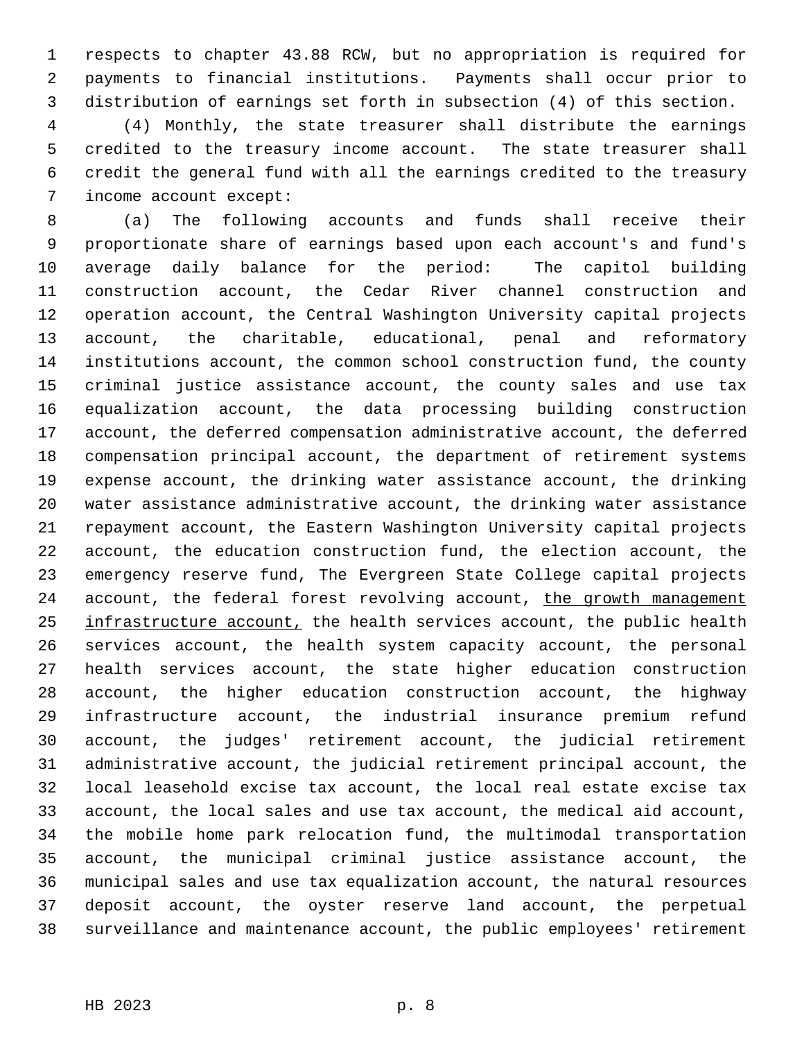respects to chapter 43.88 RCW, but no appropriation is required for payments to financial institutions. Payments shall occur prior to distribution of earnings set forth in subsection (4) of this section.

(4) Monthly, the state treasurer shall distribute the earnings credited to the treasury income account. The state treasurer shall credit the general fund with all the earnings credited to the treasury income account except:

(a) The following accounts and funds shall receive their proportionate share of earnings based upon each account's and fund's average daily balance for the period: The capitol building construction account, the Cedar River channel construction and operation account, the Central Washington University capital projects account, the charitable, educational, penal and reformatory institutions account, the common school construction fund, the county criminal justice assistance account, the county sales and use tax equalization account, the data processing building construction account, the deferred compensation administrative account, the deferred compensation principal account, the department of retirement systems expense account, the drinking water assistance account, the drinking water assistance administrative account, the drinking water assistance repayment account, the Eastern Washington University capital projects account, the education construction fund, the election account, the emergency reserve fund, The Evergreen State College capital projects account, the federal forest revolving account, <u>the growth management infrastructure account,</u> the health services account, the public health services account, the health system capacity account, the personal health services account, the state higher education construction account, the higher education construction account, the highway infrastructure account, the industrial insurance premium refund account, the judges' retirement account, the judicial retirement administrative account, the judicial retirement principal account, the local leasehold excise tax account, the local real estate excise tax account, the local sales and use tax account, the medical aid account, the mobile home park relocation fund, the multimodal transportation account, the municipal criminal justice assistance account, the municipal sales and use tax equalization account, the natural resources deposit account, the oyster reserve land account, the perpetual surveillance and maintenance account, the public employees' retirement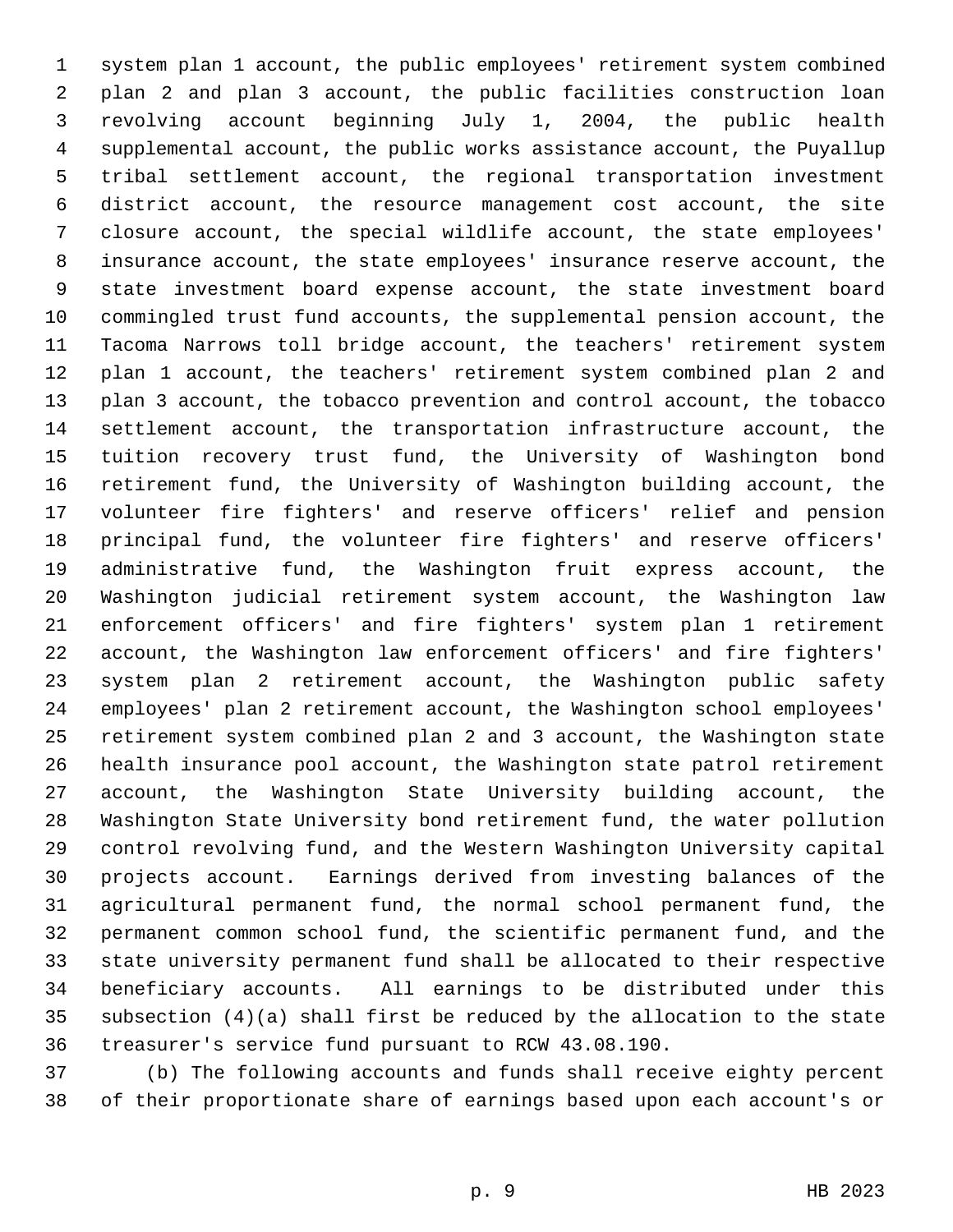system plan 1 account, the public employees' retirement system combined plan 2 and plan 3 account, the public facilities construction loan revolving account beginning July 1, 2004, the public health supplemental account, the public works assistance account, the Puyallup tribal settlement account, the regional transportation investment district account, the resource management cost account, the site closure account, the special wildlife account, the state employees' insurance account, the state employees' insurance reserve account, the state investment board expense account, the state investment board commingled trust fund accounts, the supplemental pension account, the Tacoma Narrows toll bridge account, the teachers' retirement system plan 1 account, the teachers' retirement system combined plan 2 and plan 3 account, the tobacco prevention and control account, the tobacco settlement account, the transportation infrastructure account, the tuition recovery trust fund, the University of Washington bond retirement fund, the University of Washington building account, the volunteer fire fighters' and reserve officers' relief and pension principal fund, the volunteer fire fighters' and reserve officers' administrative fund, the Washington fruit express account, the Washington judicial retirement system account, the Washington law enforcement officers' and fire fighters' system plan 1 retirement account, the Washington law enforcement officers' and fire fighters' system plan 2 retirement account, the Washington public safety employees' plan 2 retirement account, the Washington school employees' retirement system combined plan 2 and 3 account, the Washington state health insurance pool account, the Washington state patrol retirement account, the Washington State University building account, the Washington State University bond retirement fund, the water pollution control revolving fund, and the Western Washington University capital projects account. Earnings derived from investing balances of the agricultural permanent fund, the normal school permanent fund, the permanent common school fund, the scientific permanent fund, and the state university permanent fund shall be allocated to their respective beneficiary accounts. All earnings to be distributed under this subsection (4)(a) shall first be reduced by the allocation to the state treasurer's service fund pursuant to RCW 43.08.190.

(b) The following accounts and funds shall receive eighty percent of their proportionate share of earnings based upon each account's or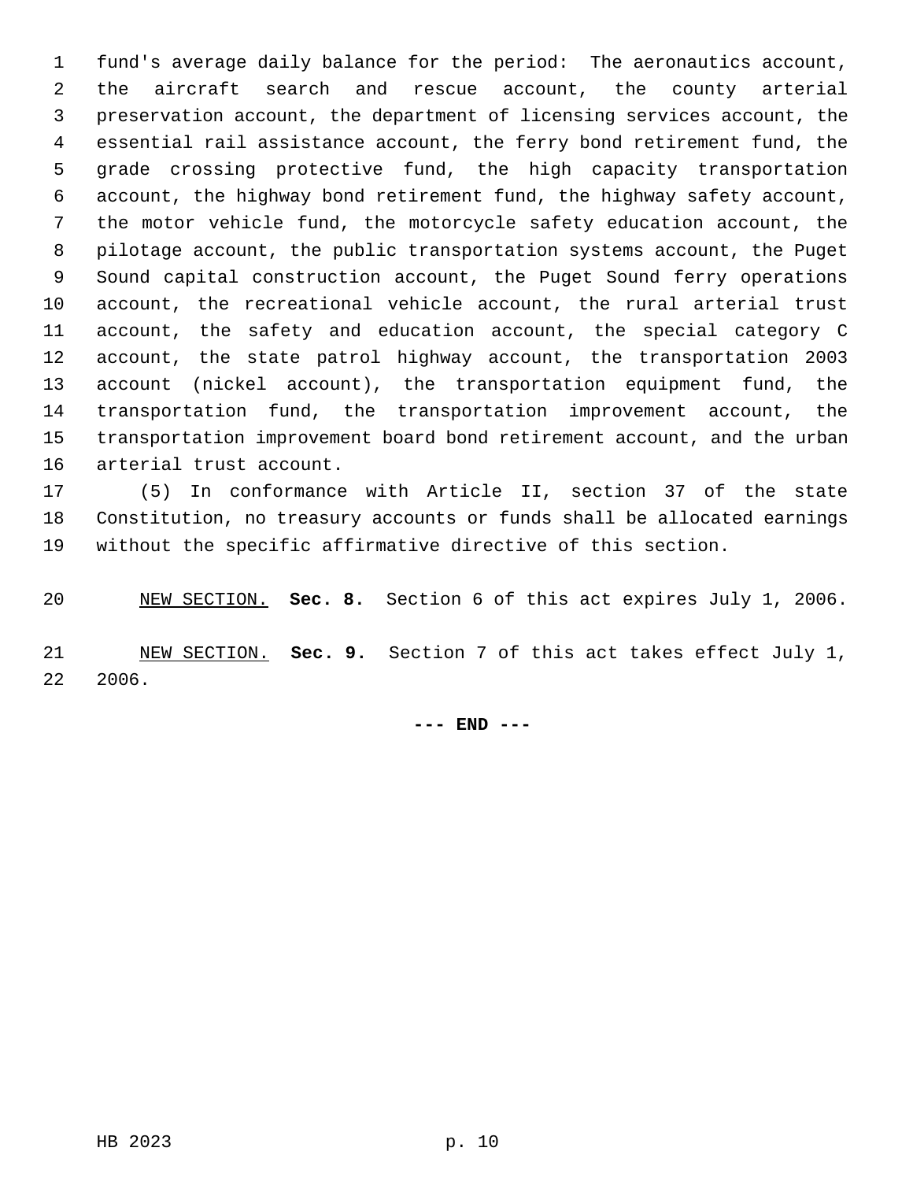fund's average daily balance for the period: The aeronautics account, the aircraft search and rescue account, the county arterial preservation account, the department of licensing services account, the essential rail assistance account, the ferry bond retirement fund, the grade crossing protective fund, the high capacity transportation account, the highway bond retirement fund, the highway safety account, the motor vehicle fund, the motorcycle safety education account, the pilotage account, the public transportation systems account, the Puget Sound capital construction account, the Puget Sound ferry operations account, the recreational vehicle account, the rural arterial trust account, the safety and education account, the special category C account, the state patrol highway account, the transportation 2003 account (nickel account), the transportation equipment fund, the transportation fund, the transportation improvement account, the transportation improvement board bond retirement account, and the urban arterial trust account.

(5) In conformance with Article II, section 37 of the state Constitution, no treasury accounts or funds shall be allocated earnings without the specific affirmative directive of this section.

NEW SECTION. **Sec. 8.** Section 6 of this act expires July 1, 2006.

NEW SECTION. **Sec. 9.** Section 7 of this act takes effect July 1, 2006.

**--- END ---**